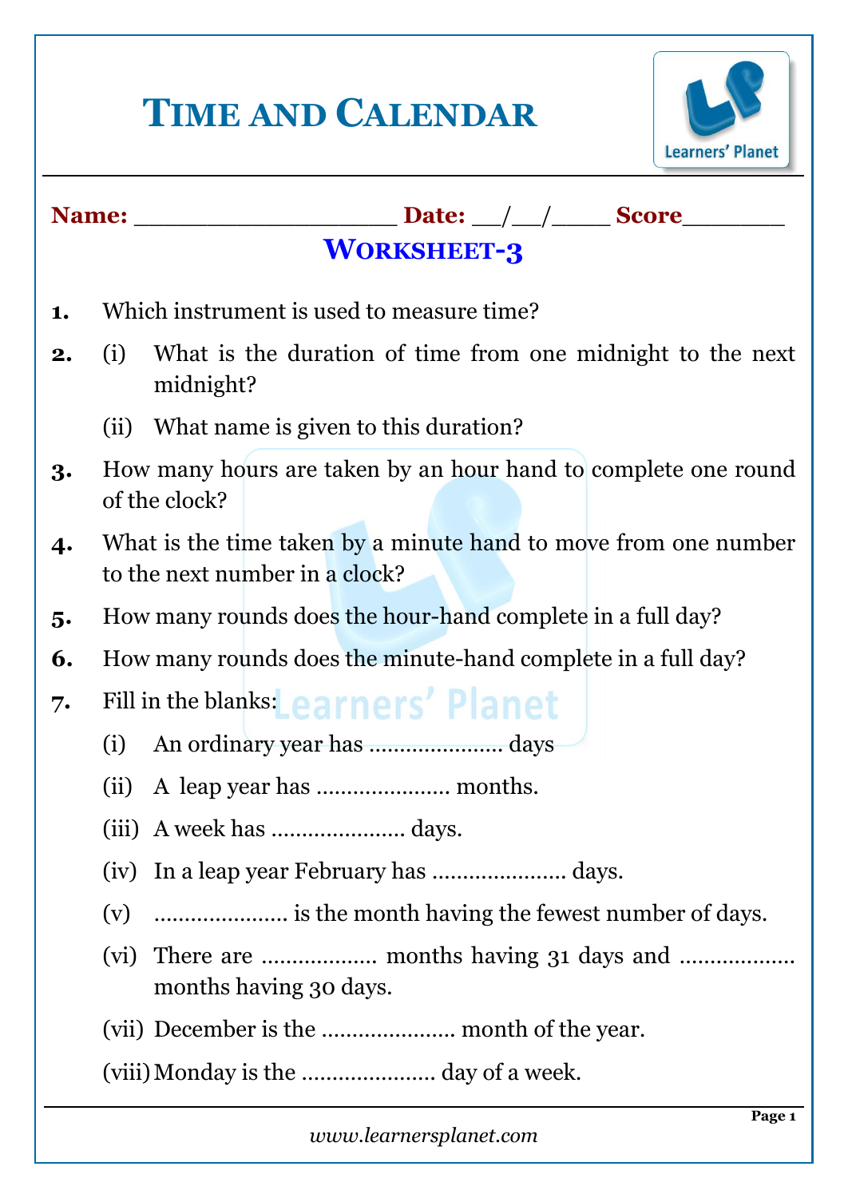# Time and Calendar

**Name:** ____________________ **Date:** __/__/____ **Score**________

## Worksheet-3

**1.** Which instrument is used to measure time?

**2.** (i) What is the duration of time from one midnight to the next midnight?

(ii) What name is given to this duration?

**3.** How many hours are taken by an hour hand to complete one round of the clock?

**4.** What is the time taken by a minute hand to move from one number to the next number in a clock?

**5.** How many rounds does the hour-hand complete in a full day?

**6.** How many rounds does the minute-hand complete in a full day?

**7.** Fill in the blanks:

(i) An ordinary year has ...................... days

(ii) A leap year has ...................... months.

(iii) A week has ...................... days.

(iv) In a leap year February has ...................... days.

(v) ...................... is the month having the fewest number of days.

(vi) There are ................... months having 31 days and ................... months having 30 days.

(vii) December is the ...................... month of the year.

(viii) Monday is the ...................... day of a week.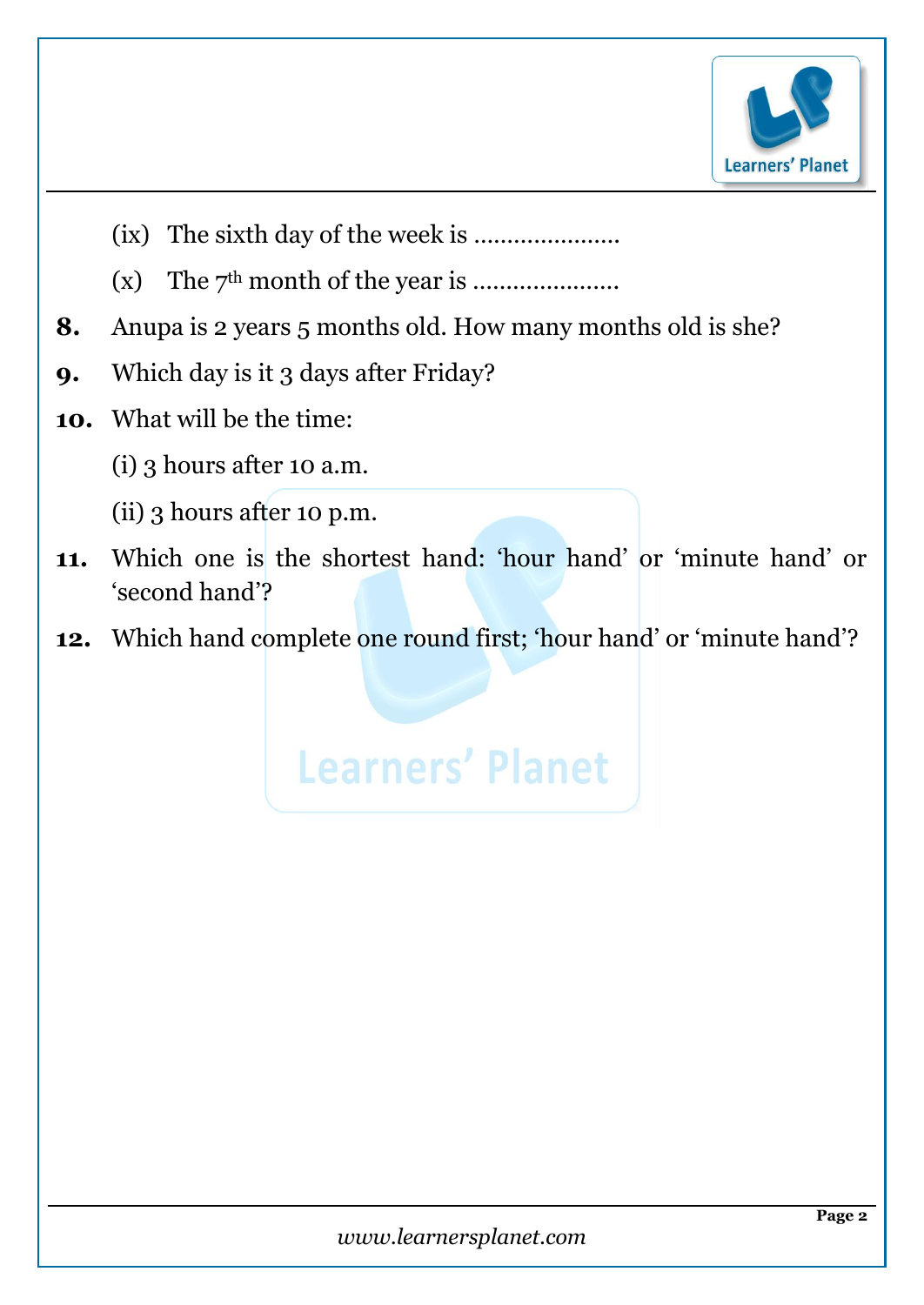(ix) The sixth day of the week is ....................

(x) The 7th month of the year is ....................

**8.** Anupa is 2 years 5 months old. How many months old is she?

**9.** Which day is it 3 days after Friday?

**10.** What will be the time:

(i) 3 hours after 10 a.m.

(ii) 3 hours after 10 p.m.

**11.** Which one is the shortest hand: 'hour hand' or 'minute hand' or 'second hand'?

**12.** Which hand complete one round first; 'hour hand' or 'minute hand'?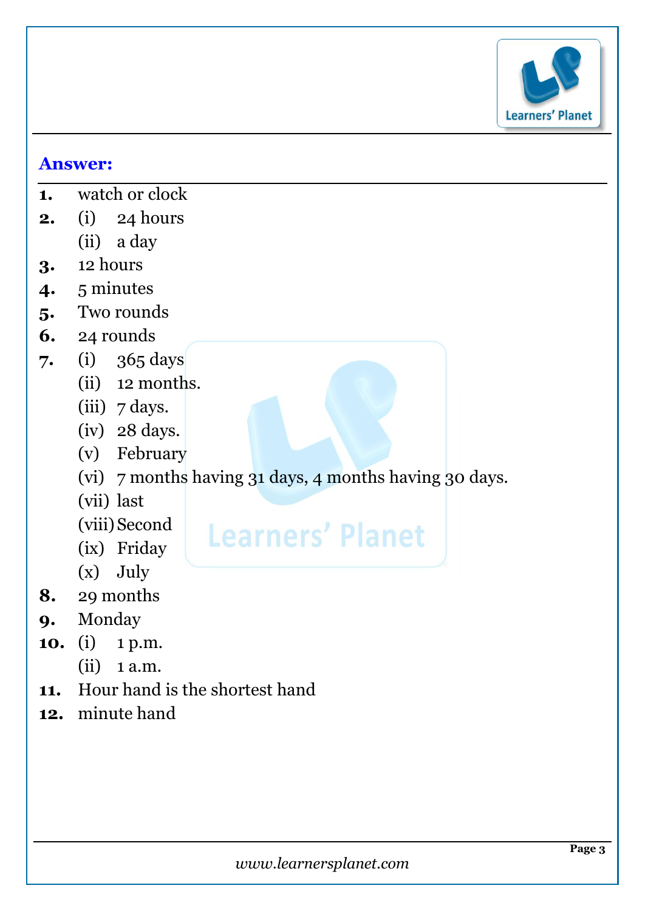## Answer:

1. watch or clock
2. (i) 24 hours
   (ii) a day
3. 12 hours
4. 5 minutes
5. Two rounds
6. 24 rounds
7. (i) 365 days
   (ii) 12 months.
   (iii) 7 days.
   (iv) 28 days.
   (v) February
   (vi) 7 months having 31 days, 4 months having 30 days.
   (vii) last
   (viii) Second
   (ix) Friday
   (x) July
8. 29 months
9. Monday
10. (i) 1 p.m.
    (ii) 1 a.m.
11. Hour hand is the shortest hand
12. minute hand